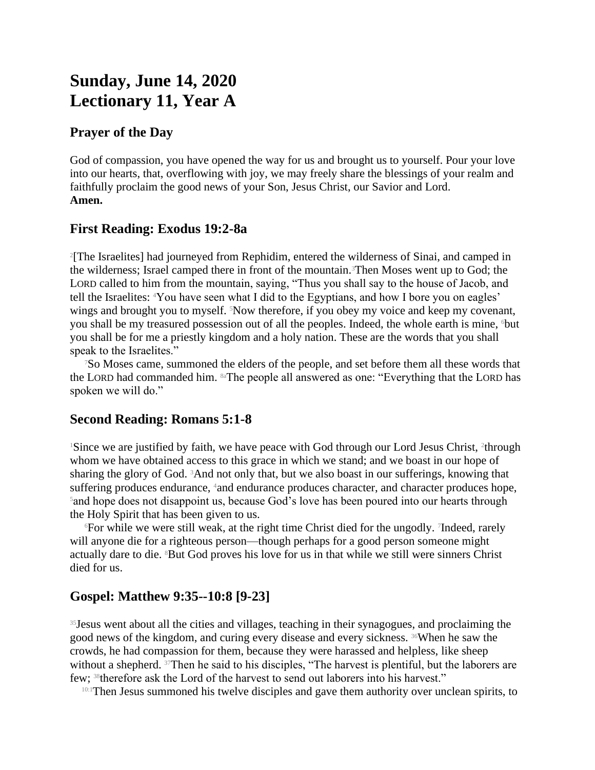# Sunday, June 14, 2020
# Lectionary 11, Year A

## Prayer of the Day

God of compassion, you have opened the way for us and brought us to yourself. Pour your love into our hearts, that, overflowing with joy, we may freely share the blessings of your realm and faithfully proclaim the good news of your Son, Jesus Christ, our Savior and Lord.
**Amen.**

## First Reading: Exodus 19:2-8a

[2][The Israelites] had journeyed from Rephidim, entered the wilderness of Sinai, and camped in the wilderness; Israel camped there in front of the mountain.[3]Then Moses went up to God; the LORD called to him from the mountain, saying, "Thus you shall say to the house of Jacob, and tell the Israelites: [4]You have seen what I did to the Egyptians, and how I bore you on eagles' wings and brought you to myself. [5]Now therefore, if you obey my voice and keep my covenant, you shall be my treasured possession out of all the peoples. Indeed, the whole earth is mine, [6]but you shall be for me a priestly kingdom and a holy nation. These are the words that you shall speak to the Israelites."

[7]So Moses came, summoned the elders of the people, and set before them all these words that the LORD had commanded him. [8a]The people all answered as one: "Everything that the LORD has spoken we will do."

## Second Reading: Romans 5:1-8

[1]Since we are justified by faith, we have peace with God through our Lord Jesus Christ, [2]through whom we have obtained access to this grace in which we stand; and we boast in our hope of sharing the glory of God. [3]And not only that, but we also boast in our sufferings, knowing that suffering produces endurance, [4]and endurance produces character, and character produces hope, [5]and hope does not disappoint us, because God's love has been poured into our hearts through the Holy Spirit that has been given to us.

[6]For while we were still weak, at the right time Christ died for the ungodly. [7]Indeed, rarely will anyone die for a righteous person—though perhaps for a good person someone might actually dare to die. [8]But God proves his love for us in that while we still were sinners Christ died for us.

## Gospel: Matthew 9:35--10:8 [9-23]

[35]Jesus went about all the cities and villages, teaching in their synagogues, and proclaiming the good news of the kingdom, and curing every disease and every sickness. [36]When he saw the crowds, he had compassion for them, because they were harassed and helpless, like sheep without a shepherd. [37]Then he said to his disciples, "The harvest is plentiful, but the laborers are few; [38]therefore ask the Lord of the harvest to send out laborers into his harvest."

[10:1]Then Jesus summoned his twelve disciples and gave them authority over unclean spirits, to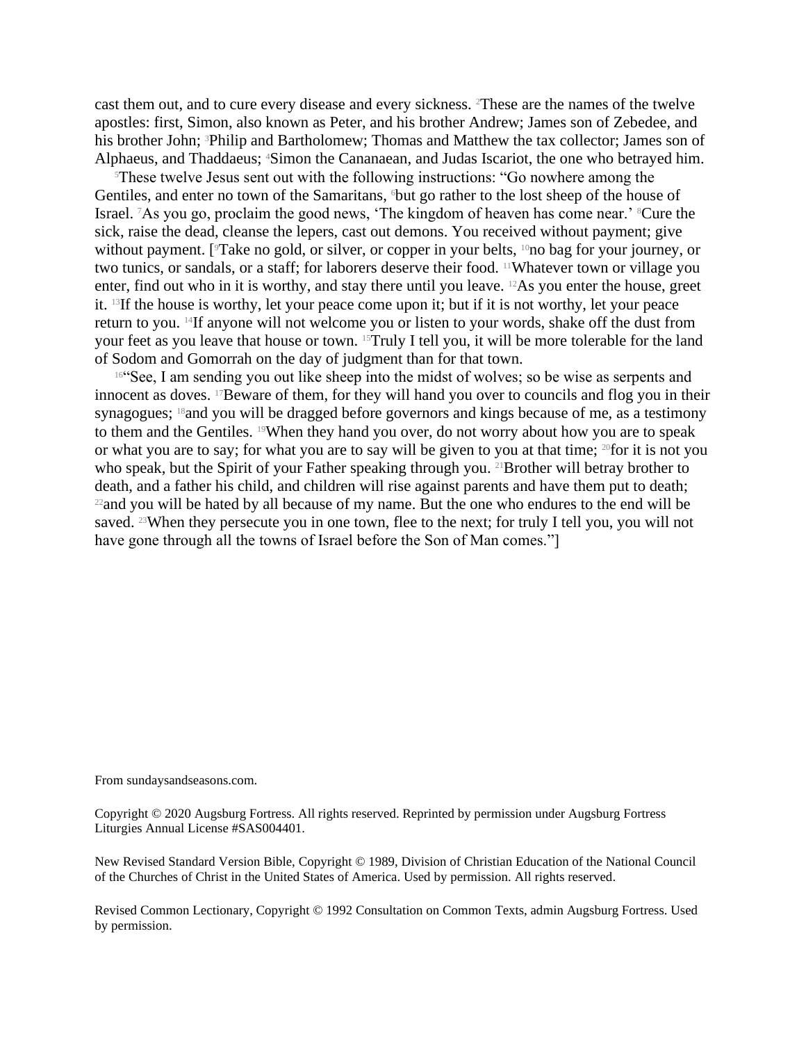cast them out, and to cure every disease and every sickness. [2]These are the names of the twelve apostles: first, Simon, also known as Peter, and his brother Andrew; James son of Zebedee, and his brother John; [3]Philip and Bartholomew; Thomas and Matthew the tax collector; James son of Alphaeus, and Thaddaeus; [4]Simon the Cananaean, and Judas Iscariot, the one who betrayed him.

[5]These twelve Jesus sent out with the following instructions: "Go nowhere among the Gentiles, and enter no town of the Samaritans, [6]but go rather to the lost sheep of the house of Israel. [7]As you go, proclaim the good news, 'The kingdom of heaven has come near.' [8]Cure the sick, raise the dead, cleanse the lepers, cast out demons. You received without payment; give without payment. [[9]Take no gold, or silver, or copper in your belts, [10]no bag for your journey, or two tunics, or sandals, or a staff; for laborers deserve their food. [11]Whatever town or village you enter, find out who in it is worthy, and stay there until you leave. [12]As you enter the house, greet it. [13]If the house is worthy, let your peace come upon it; but if it is not worthy, let your peace return to you. [14]If anyone will not welcome you or listen to your words, shake off the dust from your feet as you leave that house or town. [15]Truly I tell you, it will be more tolerable for the land of Sodom and Gomorrah on the day of judgment than for that town.

[16]"See, I am sending you out like sheep into the midst of wolves; so be wise as serpents and innocent as doves. [17]Beware of them, for they will hand you over to councils and flog you in their synagogues; [18]and you will be dragged before governors and kings because of me, as a testimony to them and the Gentiles. [19]When they hand you over, do not worry about how you are to speak or what you are to say; for what you are to say will be given to you at that time; [20]for it is not you who speak, but the Spirit of your Father speaking through you. [21]Brother will betray brother to death, and a father his child, and children will rise against parents and have them put to death; [22]and you will be hated by all because of my name. But the one who endures to the end will be saved. [23]When they persecute you in one town, flee to the next; for truly I tell you, you will not have gone through all the towns of Israel before the Son of Man comes."]

From sundaysandseasons.com.

Copyright © 2020 Augsburg Fortress. All rights reserved. Reprinted by permission under Augsburg Fortress Liturgies Annual License #SAS004401.

New Revised Standard Version Bible, Copyright © 1989, Division of Christian Education of the National Council of the Churches of Christ in the United States of America. Used by permission. All rights reserved.

Revised Common Lectionary, Copyright © 1992 Consultation on Common Texts, admin Augsburg Fortress. Used by permission.